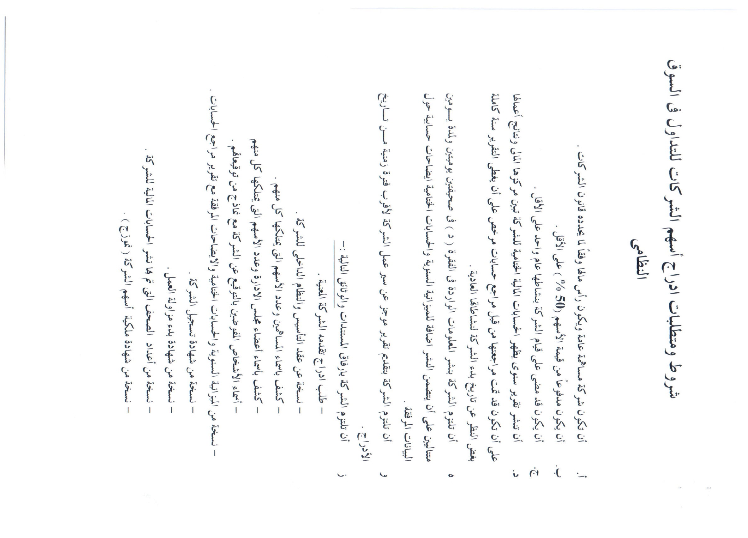# شروط ومتطلبات ادراج أسهم الشركات للتداول في السوق النظامي

أ. أن تكون شركة مساهمة عامة ويكون رأسمالها وفقاً لما يحدده قانون الشركات .

ب. أن يكون مدفوعاً من قيمة الأسهم (50 %) على الأقل .

ج. أن يكون قد مضى على قيام الشركة بنشاطها عام واحد على الأقل .

د. أن تنشر تقرير سنوي يغطي الحسابات المالية الختامية للشركة تبين مركزها المالي ونتائج أعمالها على أن تكون قد تمت مراجعتها من قبل مراجع حسابات مرخص على أن يغطي التقرير سنة كاملة بغض النظر عن تاريخ بدء الشركة لنشاطاتها العادية .

ه. أن تلتزم الشركة بنشر المعلومات الواردة في الفقرة (د) في صحيفتين يوميتين ولمدة يومين متتاليين على أن يتضمن النشر اضافة الميزانية السنوية والحسابات الختامية ايضاحات حسابية حول البيانات المرفقة .

و. أن تلتزم الشركة بتقديم تقرير موجز عن سير عمل الشركة لأقرب فترة زمنية من تاريخ الأدراج .

ز. أن تلتزم الشركة بارفاق المستندات والوثائق التالية :-

- طلب ادراج تقدمه الشركة المعنية .
- نسخة عن عقد التأسيس والنظام الداخلي للشركة .
- كشف باسماء المساهمين وعدد الأسهم التي يمتلكها كل منهم .
- كشف أسماء أعضاء مجلس الادارة وعدد الأسهم التي يمتلكها كل منهم .
- أسماء الأشخاص المفوضين بالتوقيع عن الشركة مع نماذج من تواقيعهم .
- نسخة من الميزانية السنوية والحسابات الختامية والإيضاحات المرفقة مع تقرير مراجع الحسابات .
- نسخة من شهادة تسجيل الشركة .
- نسخة من شهادة بدء مزاولة العمل .
- نسخة من أعداد الصحف التي تم بها نشر الحسابات المالية للشركة .
- نسخة من شهادة ملكية أسهم الشركة ( نموذج ) .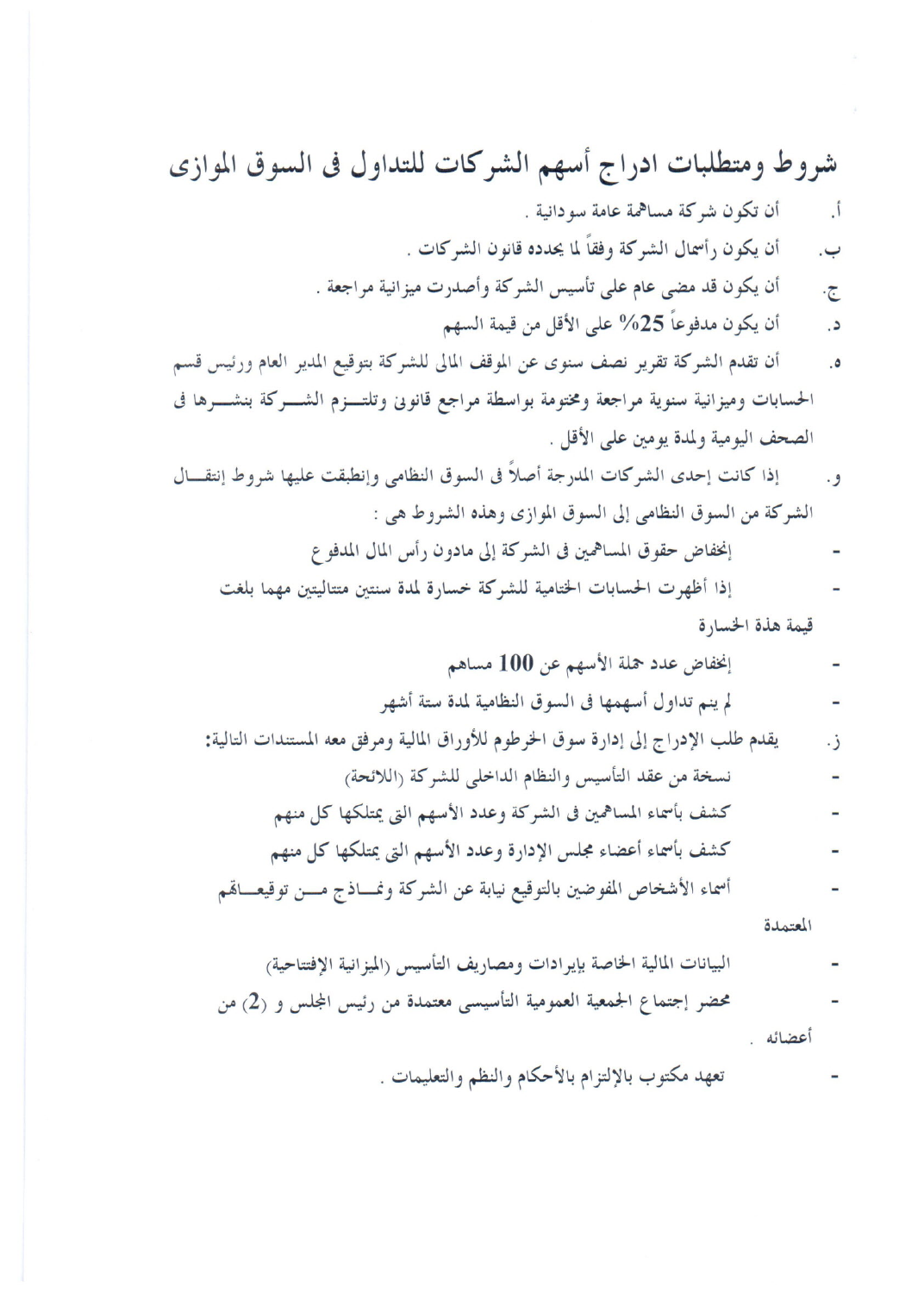# شروط ومتطلبات ادراج أسهم الشركات للتداول فى السوق الموازى

أ. أن تكون شركة مساهمة عامة سودانية .

ب. أن يكون رأسمال الشركة وفقاً لما يحدده قانون الشركات .

ج. أن يكون قد مضى عام على تأسيس الشركة وأصدرت ميزانية مراجعة .

د. أن يكون مدفوعاً 25% على الأقل من قيمة السهم

ه. أن تقدم الشركة تقرير نصف سنوى عن الموقف المالى للشركة بتوقيع المدير العام ورئيس قسم الحسابات وميزانية سنوية مراجعة ومختومة بواسطة مراجع قانونى وتلتزم الشركة بنشرها فى الصحف اليومية ولمدة يومين على الأقل .

و. إذا كانت إحدى الشركات المدرجة أصلاً فى السوق النظامى وإنطبقت عليها شروط إنتقال الشركة من السوق النظامى إلى السوق الموازى وهذه الشروط هى :

- إنخفاض حقوق المساهمين فى الشركة إلى مادون رأس المال المدفوع
- إذا أظهرت الحسابات الختامية للشركة خسارة لمدة سنتين متتاليتين مهما بلغت قيمة هذة الخسارة
- إنخفاض عدد حملة الأسهم عن 100 مساهم
- لم يتم تداول أسهمها فى السوق النظامية لمدة ستة أشهر

ز. يقدم طلب الإدراج إلى إدارة سوق الخرطوم للأوراق المالية ومرفق معه المستندات التالية:

- نسخة من عقد التأسيس والنظام الداخلى للشركة (اللائحة)
- كشف بأسماء المساهمين فى الشركة وعدد الأسهم التى يمتلكها كل منهم
- كشف بأسماء أعضاء مجلس الإدارة وعدد الأسهم التى يمتلكها كل منهم
- أسماء الأشخاص المفوضين بالتوقيع نيابة عن الشركة ونماذج من توقيعاتهم المعتمدة
- البيانات المالية الخاصة بإيرادات ومصاريف التأسيس (الميزانية الإفتتاحية)
- محضر إجتماع الجمعية العمومية التأسيسى معتمدة من رئيس المجلس و (2) من أعضائه .
- تعهد مكتوب بالإلتزام بالأحكام والنظم والتعليمات .